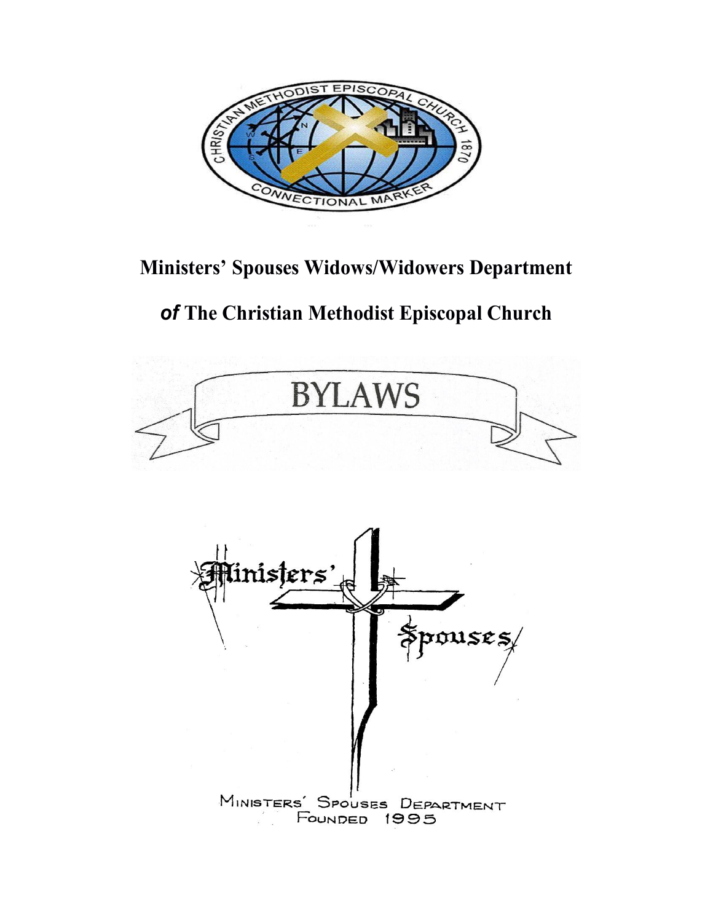# Ministers' Spouses Widows/Widowers Department

# *of* The Christian Methodist Episcopal Church

# BYLAWS

MINISTERS' SPOUSES DEPARTMENT
FOUNDED 1995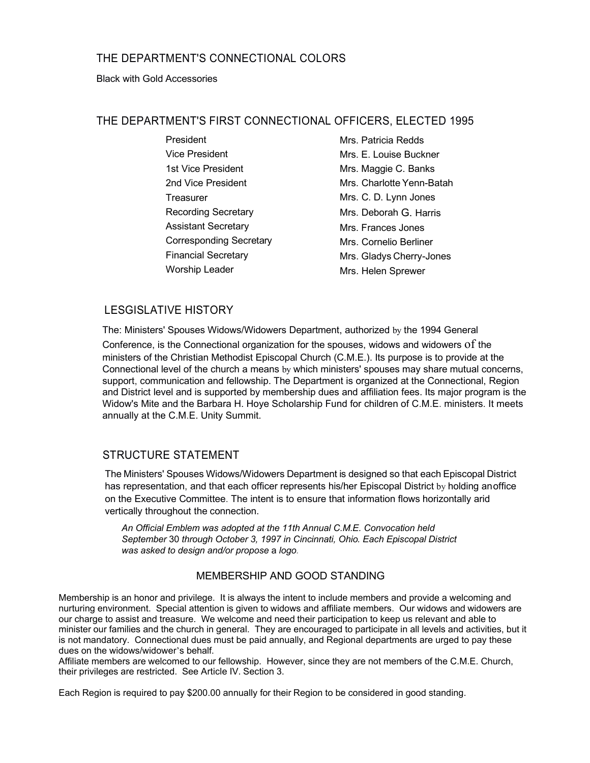## THE DEPARTMENT'S CONNECTIONAL COLORS

Black with Gold Accessories

## THE DEPARTMENT'S FIRST CONNECTIONAL OFFICERS, ELECTED 1995

| | |
|---|---|
| President | Mrs. Patricia Redds |
| Vice President | Mrs. E. Louise Buckner |
| 1st Vice President | Mrs. Maggie C. Banks |
| 2nd Vice President | Mrs. Charlotte Yenn-Batah |
| Treasurer | Mrs. C. D. Lynn Jones |
| Recording Secretary | Mrs. Deborah G. Harris |
| Assistant Secretary | Mrs. Frances Jones |
| Corresponding Secretary | Mrs. Cornelio Berliner |
| Financial Secretary | Mrs. Gladys Cherry-Jones |
| Worship Leader | Mrs. Helen Sprewer |

## LESGISLATIVE HISTORY

The: Ministers' Spouses Widows/Widowers Department, authorized by the 1994 General Conference, is the Connectional organization for the spouses, widows and widowers of the ministers of the Christian Methodist Episcopal Church (C.M.E.). Its purpose is to provide at the Connectional level of the church a means by which ministers' spouses may share mutual concerns, support, communication and fellowship. The Department is organized at the Connectional, Region and District level and is supported by membership dues and affiliation fees. Its major program is the Widow's Mite and the Barbara H. Hoye Scholarship Fund for children of C.M.E. ministers. It meets annually at the C.M.E. Unity Summit.

## STRUCTURE STATEMENT

The Ministers' Spouses Widows/Widowers Department is designed so that each Episcopal District has representation, and that each officer represents his/her Episcopal District by holding anoffice on the Executive Committee. The intent is to ensure that information flows horizontally arid vertically throughout the connection.

*An Official Emblem was adopted at the 11th Annual C.M.E. Convocation held September 30 through October 3, 1997 in Cincinnati, Ohio. Each Episcopal District was asked to design and/or propose a logo.*

## MEMBERSHIP AND GOOD STANDING

Membership is an honor and privilege. It is always the intent to include members and provide a welcoming and nurturing environment. Special attention is given to widows and affiliate members. Our widows and widowers are our charge to assist and treasure. We welcome and need their participation to keep us relevant and able to minister our families and the church in general. They are encouraged to participate in all levels and activities, but it is not mandatory. Connectional dues must be paid annually, and Regional departments are urged to pay these dues on the widows/widower's behalf.
Affiliate members are welcomed to our fellowship. However, since they are not members of the C.M.E. Church, their privileges are restricted. See Article IV. Section 3.

Each Region is required to pay $200.00 annually for their Region to be considered in good standing.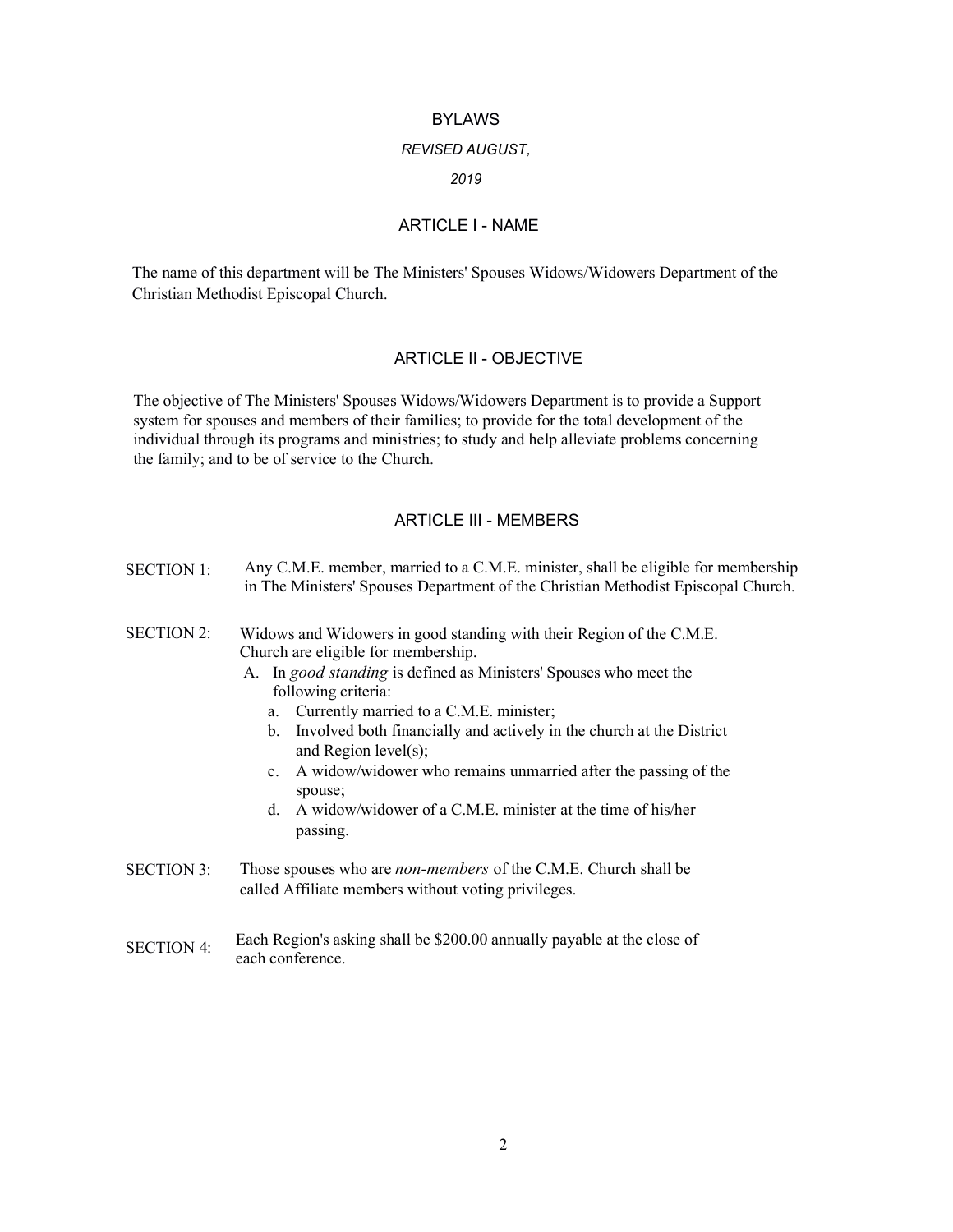# BYLAWS

*REVISED AUGUST, 2019*

## ARTICLE I - NAME

The name of this department will be The Ministers' Spouses Widows/Widowers Department of the Christian Methodist Episcopal Church.

## ARTICLE II - OBJECTIVE

The objective of The Ministers' Spouses Widows/Widowers Department is to provide a Support system for spouses and members of their families; to provide for the total development of the individual through its programs and ministries; to study and help alleviate problems concerning the family; and to be of service to the Church.

## ARTICLE III - MEMBERS

SECTION 1: Any C.M.E. member, married to a C.M.E. minister, shall be eligible for membership in The Ministers' Spouses Department of the Christian Methodist Episcopal Church.

SECTION 2: Widows and Widowers in good standing with their Region of the C.M.E. Church are eligible for membership.

- A. In *good standing* is defined as Ministers' Spouses who meet the following criteria:
  - a. Currently married to a C.M.E. minister;
  - b. Involved both financially and actively in the church at the District and Region level(s);
  - c. A widow/widower who remains unmarried after the passing of the spouse;
  - d. A widow/widower of a C.M.E. minister at the time of his/her passing.

SECTION 3: Those spouses who are *non-members* of the C.M.E. Church shall be called Affiliate members without voting privileges.

SECTION 4: Each Region's asking shall be $200.00 annually payable at the close of each conference.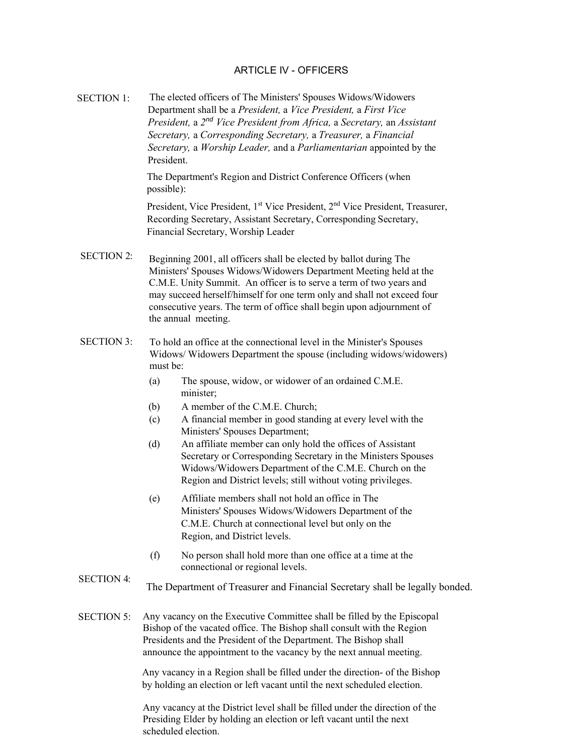## ARTICLE IV - OFFICERS

SECTION 1: The elected officers of The Ministers' Spouses Widows/Widowers Department shall be a *President,* a *Vice President,* a *First Vice President,* a *2nd Vice President from Africa,* a *Secretary,* an *Assistant Secretary,* a *Corresponding Secretary,* a *Treasurer,* a *Financial Secretary,* a *Worship Leader,* and a *Parliamentarian* appointed by the President.

The Department's Region and District Conference Officers (when possible):

President, Vice President, 1st Vice President, 2nd Vice President, Treasurer, Recording Secretary, Assistant Secretary, Corresponding Secretary, Financial Secretary, Worship Leader

SECTION 2: Beginning 2001, all officers shall be elected by ballot during The Ministers' Spouses Widows/Widowers Department Meeting held at the C.M.E. Unity Summit. An officer is to serve a term of two years and may succeed herself/himself for one term only and shall not exceed four consecutive years. The term of office shall begin upon adjournment of the annual meeting.

SECTION 3: To hold an office at the connectional level in the Minister's Spouses Widows/ Widowers Department the spouse (including widows/widowers) must be:

(a) The spouse, widow, or widower of an ordained C.M.E. minister;

(b) A member of the C.M.E. Church;

(c) A financial member in good standing at every level with the Ministers' Spouses Department;

(d) An affiliate member can only hold the offices of Assistant Secretary or Corresponding Secretary in the Ministers Spouses Widows/Widowers Department of the C.M.E. Church on the Region and District levels; still without voting privileges.

(e) Affiliate members shall not hold an office in The Ministers' Spouses Widows/Widowers Department of the C.M.E. Church at connectional level but only on the Region, and District levels.

(f) No person shall hold more than one office at a time at the connectional or regional levels.

SECTION 4: The Department of Treasurer and Financial Secretary shall be legally bonded.

SECTION 5: Any vacancy on the Executive Committee shall be filled by the Episcopal Bishop of the vacated office. The Bishop shall consult with the Region Presidents and the President of the Department. The Bishop shall announce the appointment to the vacancy by the next annual meeting.

Any vacancy in a Region shall be filled under the direction- of the Bishop by holding an election or left vacant until the next scheduled election.

Any vacancy at the District level shall be filled under the direction of the Presiding Elder by holding an election or left vacant until the next scheduled election.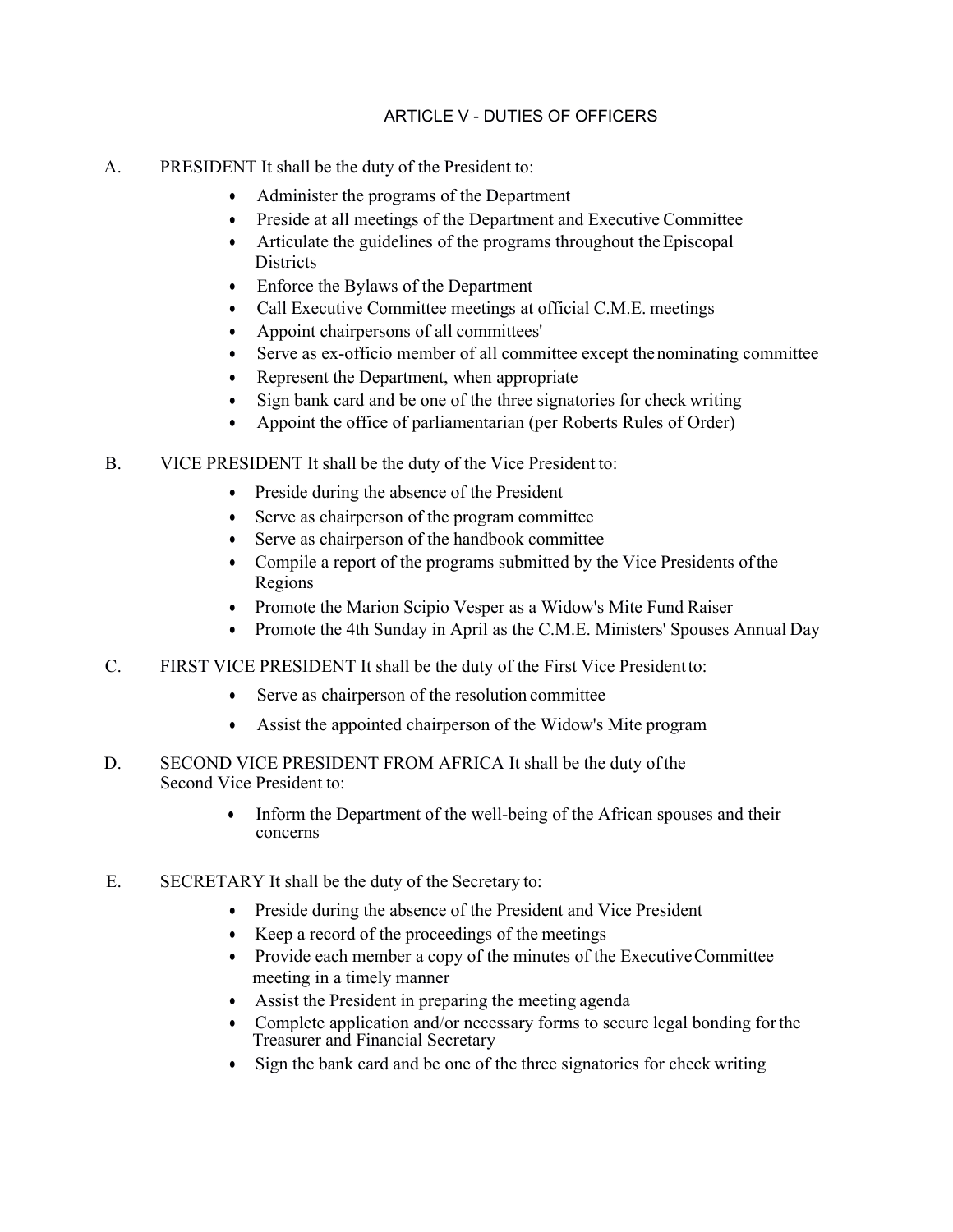## ARTICLE V - DUTIES OF OFFICERS

A. PRESIDENT It shall be the duty of the President to:

- Administer the programs of the Department
- Preside at all meetings of the Department and Executive Committee
- Articulate the guidelines of the programs throughout the Episcopal Districts
- Enforce the Bylaws of the Department
- Call Executive Committee meetings at official C.M.E. meetings
- Appoint chairpersons of all committees'
- Serve as ex-officio member of all committee except the nominating committee
- Represent the Department, when appropriate
- Sign bank card and be one of the three signatories for check writing
- Appoint the office of parliamentarian (per Roberts Rules of Order)

B. VICE PRESIDENT It shall be the duty of the Vice President to:

- Preside during the absence of the President
- Serve as chairperson of the program committee
- Serve as chairperson of the handbook committee
- Compile a report of the programs submitted by the Vice Presidents of the Regions
- Promote the Marion Scipio Vesper as a Widow's Mite Fund Raiser
- Promote the 4th Sunday in April as the C.M.E. Ministers' Spouses Annual Day

C. FIRST VICE PRESIDENT It shall be the duty of the First Vice President to:

- Serve as chairperson of the resolution committee
- Assist the appointed chairperson of the Widow's Mite program

D. SECOND VICE PRESIDENT FROM AFRICA It shall be the duty of the Second Vice President to:

- Inform the Department of the well-being of the African spouses and their concerns

E. SECRETARY It shall be the duty of the Secretary to:

- Preside during the absence of the President and Vice President
- Keep a record of the proceedings of the meetings
- Provide each member a copy of the minutes of the Executive Committee meeting in a timely manner
- Assist the President in preparing the meeting agenda
- Complete application and/or necessary forms to secure legal bonding for the Treasurer and Financial Secretary
- Sign the bank card and be one of the three signatories for check writing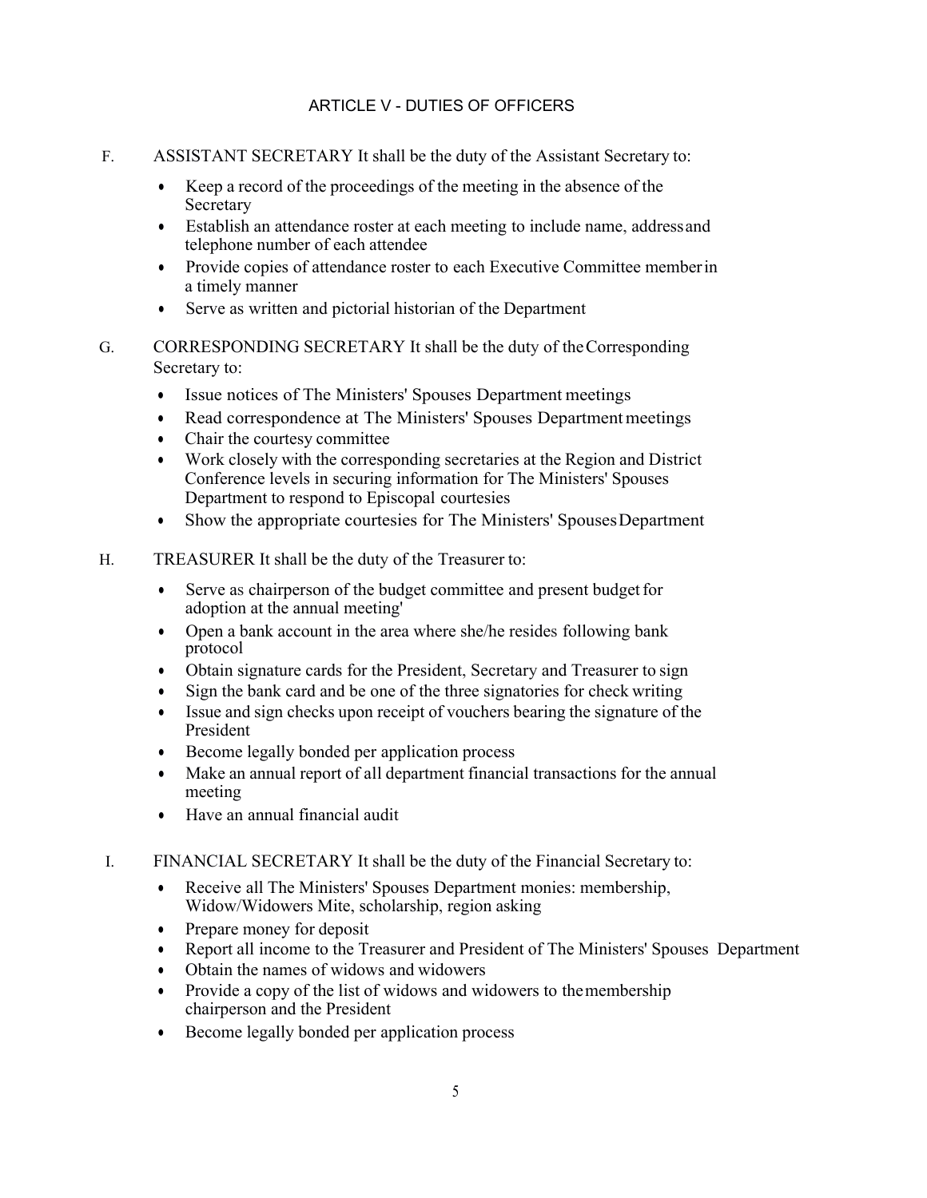## ARTICLE V - DUTIES OF OFFICERS

F. ASSISTANT SECRETARY It shall be the duty of the Assistant Secretary to:

- Keep a record of the proceedings of the meeting in the absence of the Secretary
- Establish an attendance roster at each meeting to include name, address and telephone number of each attendee
- Provide copies of attendance roster to each Executive Committee member in a timely manner
- Serve as written and pictorial historian of the Department

G. CORRESPONDING SECRETARY It shall be the duty of the Corresponding Secretary to:

- Issue notices of The Ministers' Spouses Department meetings
- Read correspondence at The Ministers' Spouses Department meetings
- Chair the courtesy committee
- Work closely with the corresponding secretaries at the Region and District Conference levels in securing information for The Ministers' Spouses Department to respond to Episcopal courtesies
- Show the appropriate courtesies for The Ministers' Spouses Department

H. TREASURER It shall be the duty of the Treasurer to:

- Serve as chairperson of the budget committee and present budget for adoption at the annual meeting'
- Open a bank account in the area where she/he resides following bank protocol
- Obtain signature cards for the President, Secretary and Treasurer to sign
- Sign the bank card and be one of the three signatories for check writing
- Issue and sign checks upon receipt of vouchers bearing the signature of the President
- Become legally bonded per application process
- Make an annual report of all department financial transactions for the annual meeting
- Have an annual financial audit

I. FINANCIAL SECRETARY It shall be the duty of the Financial Secretary to:

- Receive all The Ministers' Spouses Department monies: membership, Widow/Widowers Mite, scholarship, region asking
- Prepare money for deposit
- Report all income to the Treasurer and President of The Ministers' Spouses Department
- Obtain the names of widows and widowers
- Provide a copy of the list of widows and widowers to the membership chairperson and the President
- Become legally bonded per application process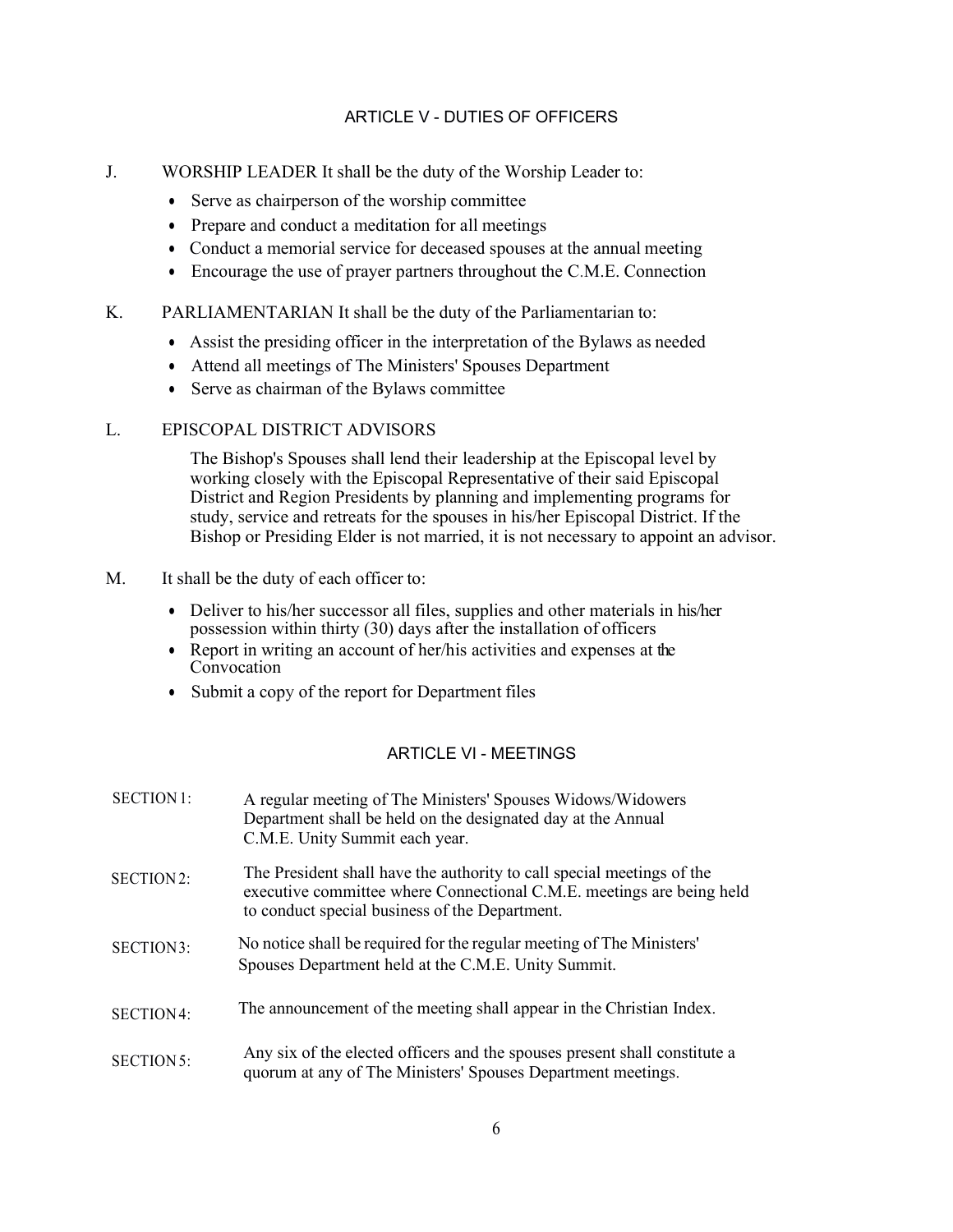## ARTICLE V - DUTIES OF OFFICERS

J. WORSHIP LEADER It shall be the duty of the Worship Leader to:

- Serve as chairperson of the worship committee
- Prepare and conduct a meditation for all meetings
- Conduct a memorial service for deceased spouses at the annual meeting
- Encourage the use of prayer partners throughout the C.M.E. Connection

K. PARLIAMENTARIAN It shall be the duty of the Parliamentarian to:

- Assist the presiding officer in the interpretation of the Bylaws as needed
- Attend all meetings of The Ministers' Spouses Department
- Serve as chairman of the Bylaws committee

L. EPISCOPAL DISTRICT ADVISORS

The Bishop's Spouses shall lend their leadership at the Episcopal level by working closely with the Episcopal Representative of their said Episcopal District and Region Presidents by planning and implementing programs for study, service and retreats for the spouses in his/her Episcopal District. If the Bishop or Presiding Elder is not married, it is not necessary to appoint an advisor.

M. It shall be the duty of each officer to:

- Deliver to his/her successor all files, supplies and other materials in his/her possession within thirty (30) days after the installation of officers
- Report in writing an account of her/his activities and expenses at the Convocation
- Submit a copy of the report for Department files

## ARTICLE VI - MEETINGS

SECTION 1: A regular meeting of The Ministers' Spouses Widows/Widowers Department shall be held on the designated day at the Annual C.M.E. Unity Summit each year.

SECTION 2: The President shall have the authority to call special meetings of the executive committee where Connectional C.M.E. meetings are being held to conduct special business of the Department.

SECTION 3: No notice shall be required for the regular meeting of The Ministers' Spouses Department held at the C.M.E. Unity Summit.

SECTION 4: The announcement of the meeting shall appear in the Christian Index.

SECTION 5: Any six of the elected officers and the spouses present shall constitute a quorum at any of The Ministers' Spouses Department meetings.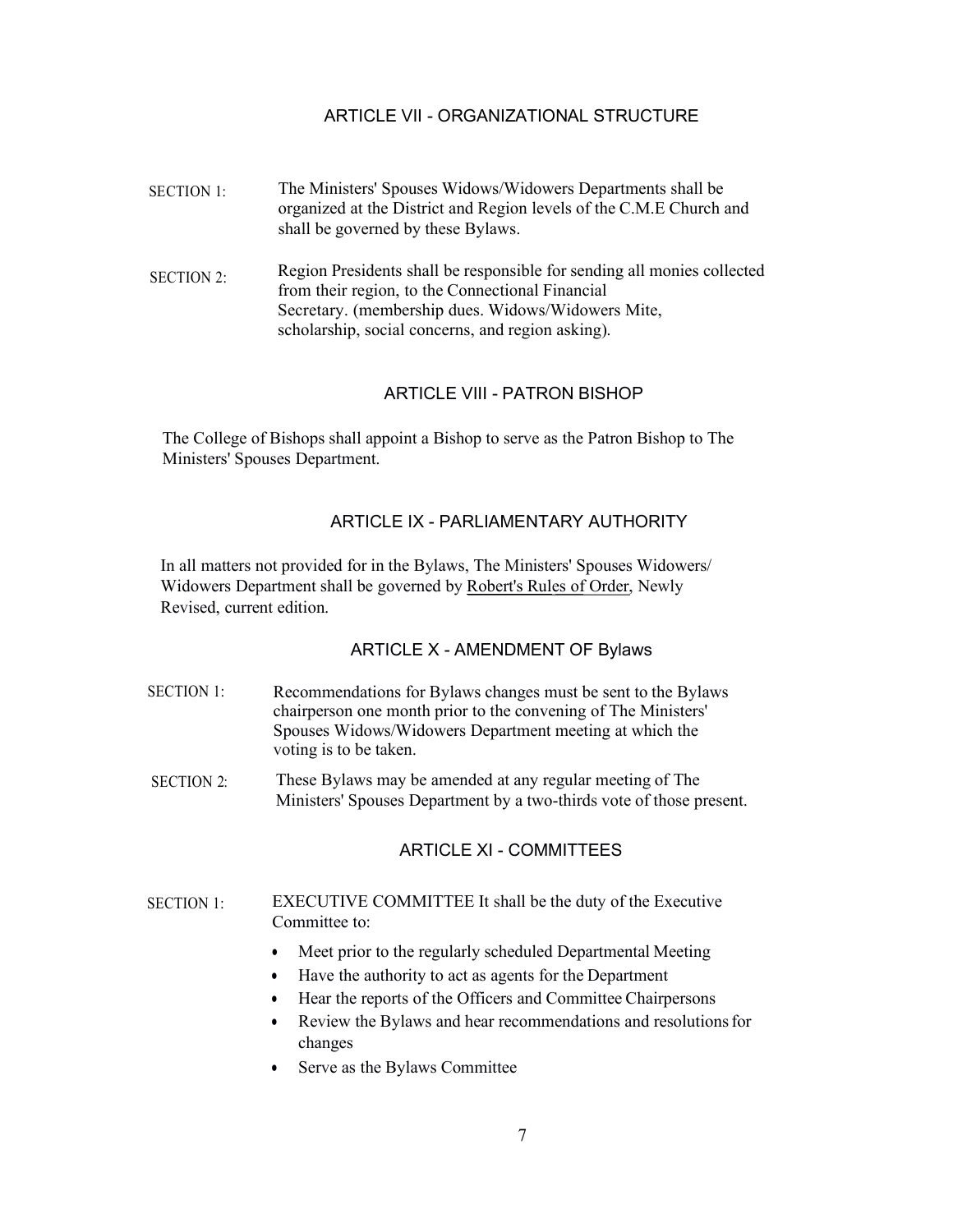## ARTICLE VII - ORGANIZATIONAL STRUCTURE

SECTION 1: The Ministers' Spouses Widows/Widowers Departments shall be organized at the District and Region levels of the C.M.E Church and shall be governed by these Bylaws.

SECTION 2: Region Presidents shall be responsible for sending all monies collected from their region, to the Connectional Financial Secretary. (membership dues. Widows/Widowers Mite, scholarship, social concerns, and region asking).

## ARTICLE VIII - PATRON BISHOP

The College of Bishops shall appoint a Bishop to serve as the Patron Bishop to The Ministers' Spouses Department.

## ARTICLE IX - PARLIAMENTARY AUTHORITY

In all matters not provided for in the Bylaws, The Ministers' Spouses Widowers/ Widowers Department shall be governed by Robert's Rules of Order, Newly Revised, current edition.

## ARTICLE X - AMENDMENT OF Bylaws

SECTION 1: Recommendations for Bylaws changes must be sent to the Bylaws chairperson one month prior to the convening of The Ministers' Spouses Widows/Widowers Department meeting at which the voting is to be taken.

SECTION 2: These Bylaws may be amended at any regular meeting of The Ministers' Spouses Department by a two-thirds vote of those present.

## ARTICLE XI - COMMITTEES

SECTION 1: EXECUTIVE COMMITTEE It shall be the duty of the Executive Committee to:

- Meet prior to the regularly scheduled Departmental Meeting
- Have the authority to act as agents for the Department
- Hear the reports of the Officers and Committee Chairpersons
- Review the Bylaws and hear recommendations and resolutions for changes
- Serve as the Bylaws Committee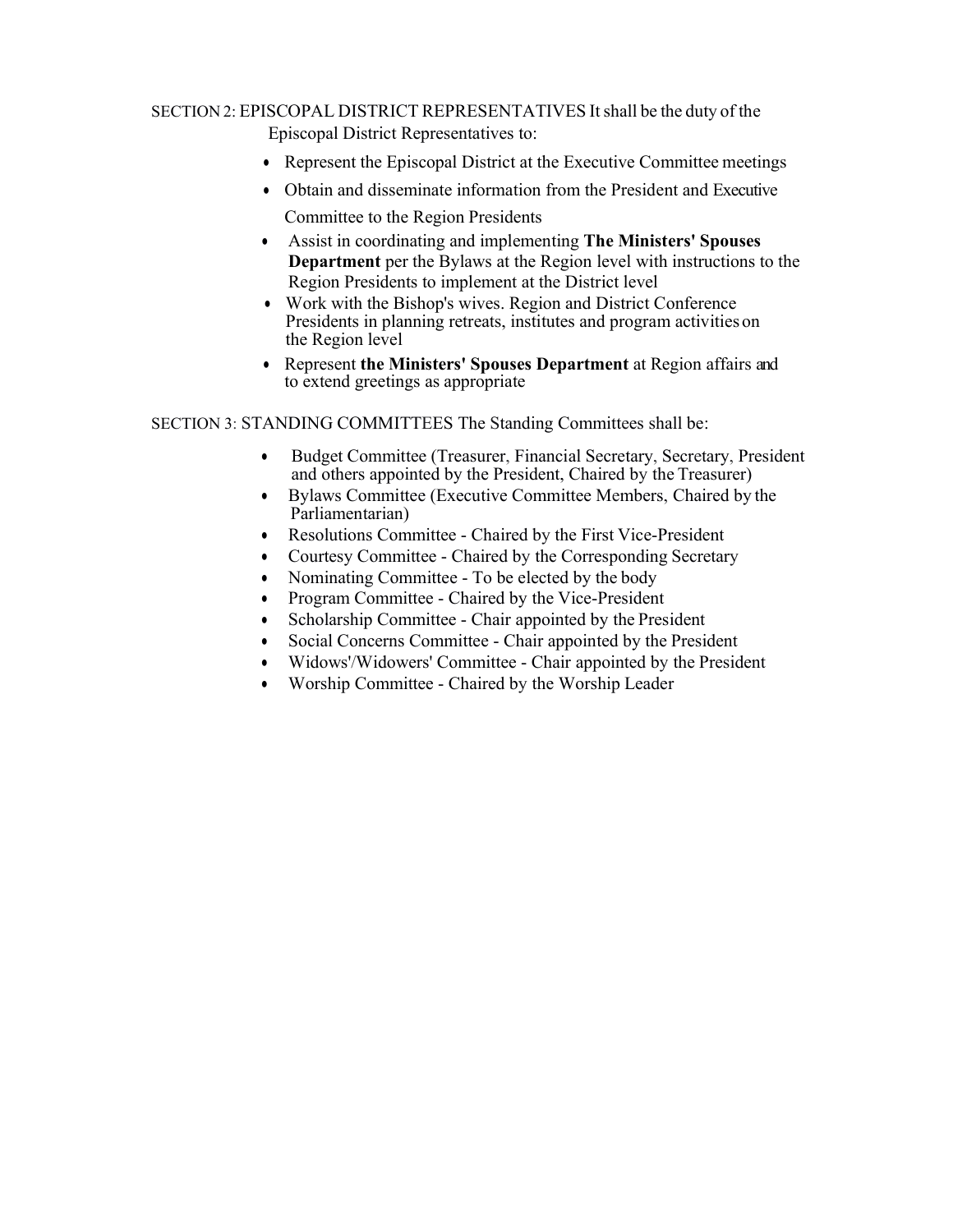SECTION 2: EPISCOPAL DISTRICT REPRESENTATIVES It shall be the duty of the Episcopal District Representatives to:

- Represent the Episcopal District at the Executive Committee meetings
- Obtain and disseminate information from the President and Executive Committee to the Region Presidents
- Assist in coordinating and implementing **The Ministers' Spouses Department** per the Bylaws at the Region level with instructions to the Region Presidents to implement at the District level
- Work with the Bishop's wives. Region and District Conference Presidents in planning retreats, institutes and program activities on the Region level
- Represent **the Ministers' Spouses Department** at Region affairs and to extend greetings as appropriate

SECTION 3: STANDING COMMITTEES The Standing Committees shall be:

- Budget Committee (Treasurer, Financial Secretary, Secretary, President and others appointed by the President, Chaired by the Treasurer)
- Bylaws Committee (Executive Committee Members, Chaired by the Parliamentarian)
- Resolutions Committee - Chaired by the First Vice-President
- Courtesy Committee - Chaired by the Corresponding Secretary
- Nominating Committee - To be elected by the body
- Program Committee - Chaired by the Vice-President
- Scholarship Committee - Chair appointed by the President
- Social Concerns Committee - Chair appointed by the President
- Widows'/Widowers' Committee - Chair appointed by the President
- Worship Committee - Chaired by the Worship Leader